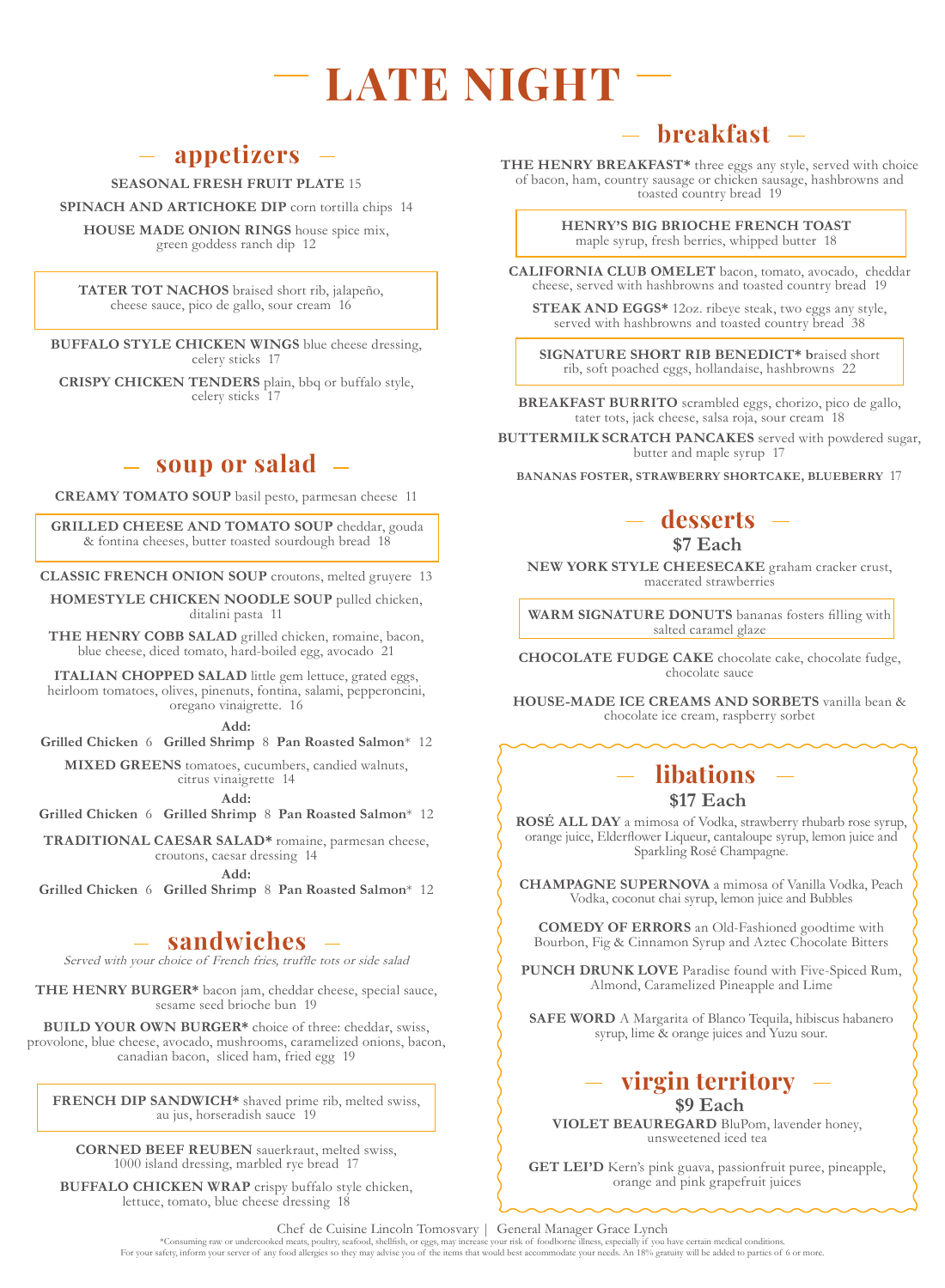# LATE NIGHT

## appetizers

**SEASONAL FRESH FRUIT PLATE** 15

**SPINACH AND ARTICHOKE DIP** corn tortilla chips 14

**HOUSE MADE ONION RINGS** house spice mix, green goddess ranch dip 12

**TATER TOT NACHOS** braised short rib, jalapeño, cheese sauce, pico de gallo, sour cream 16

**BUFFALO STYLE CHICKEN WINGS** blue cheese dressing, celery sticks 17

**CRISPY CHICKEN TENDERS** plain, bbq or buffalo style, celery sticks 17

## soup or salad

**CREAMY TOMATO SOUP** basil pesto, parmesan cheese 11

**GRILLED CHEESE AND TOMATO SOUP** cheddar, gouda & fontina cheeses, butter toasted sourdough bread 18

**CLASSIC FRENCH ONION SOUP** croutons, melted gruyere 13

**HOMESTYLE CHICKEN NOODLE SOUP** pulled chicken, ditalini pasta 11

**THE HENRY COBB SALAD** grilled chicken, romaine, bacon, blue cheese, diced tomato, hard-boiled egg, avocado 21

**ITALIAN CHOPPED SALAD** little gem lettuce, grated eggs, heirloom tomatoes, olives, pinenuts, fontina, salami, pepperoncini, oregano vinaigrette. 16

**Add:**
**Grilled Chicken** 6 **Grilled Shrimp** 8 **Pan Roasted Salmon*** 12

**MIXED GREENS** tomatoes, cucumbers, candied walnuts, citrus vinaigrette 14

**Add:**
**Grilled Chicken** 6 **Grilled Shrimp** 8 **Pan Roasted Salmon*** 12

**TRADITIONAL CAESAR SALAD*** romaine, parmesan cheese, croutons, caesar dressing 14

**Add:**
**Grilled Chicken** 6 **Grilled Shrimp** 8 **Pan Roasted Salmon*** 12

## sandwiches

*Served with your choice of French fries, truffle tots or side salad*

**THE HENRY BURGER*** bacon jam, cheddar cheese, special sauce, sesame seed brioche bun 19

**BUILD YOUR OWN BURGER*** choice of three: cheddar, swiss, provolone, blue cheese, avocado, mushrooms, caramelized onions, bacon, canadian bacon, sliced ham, fried egg 19

**FRENCH DIP SANDWICH*** shaved prime rib, melted swiss, au jus, horseradish sauce 19

**CORNED BEEF REUBEN** sauerkraut, melted swiss, 1000 island dressing, marbled rye bread 17

**BUFFALO CHICKEN WRAP** crispy buffalo style chicken, lettuce, tomato, blue cheese dressing 18

## breakfast

**THE HENRY BREAKFAST*** three eggs any style, served with choice of bacon, ham, country sausage or chicken sausage, hashbrowns and toasted country bread 19

**HENRY'S BIG BRIOCHE FRENCH TOAST** maple syrup, fresh berries, whipped butter 18

**CALIFORNIA CLUB OMELET** bacon, tomato, avocado, cheddar cheese, served with hashbrowns and toasted country bread 19

**STEAK AND EGGS*** 12oz. ribeye steak, two eggs any style, served with hashbrowns and toasted country bread 38

**SIGNATURE SHORT RIB BENEDICT*** braised short rib, soft poached eggs, hollandaise, hashbrowns 22

**BREAKFAST BURRITO** scrambled eggs, chorizo, pico de gallo, tater tots, jack cheese, salsa roja, sour cream 18

**BUTTERMILK SCRATCH PANCAKES** served with powdered sugar, butter and maple syrup 17

**BANANAS FOSTER, STRAWBERRY SHORTCAKE, BLUEBERRY** 17

## desserts

**$7 Each**

**NEW YORK STYLE CHEESECAKE** graham cracker crust, macerated strawberries

**WARM SIGNATURE DONUTS** bananas fosters filling with salted caramel glaze

**CHOCOLATE FUDGE CAKE** chocolate cake, chocolate fudge, chocolate sauce

**HOUSE-MADE ICE CREAMS AND SORBETS** vanilla bean & chocolate ice cream, raspberry sorbet

## libations

**$17 Each**

**ROSÉ ALL DAY** a mimosa of Vodka, strawberry rhubarb rose syrup, orange juice, Elderflower Liqueur, cantaloupe syrup, lemon juice and Sparkling Rosé Champagne.

**CHAMPAGNE SUPERNOVA** a mimosa of Vanilla Vodka, Peach Vodka, coconut chai syrup, lemon juice and Bubbles

**COMEDY OF ERRORS** an Old-Fashioned goodtime with Bourbon, Fig & Cinnamon Syrup and Aztec Chocolate Bitters

**PUNCH DRUNK LOVE** Paradise found with Five-Spiced Rum, Almond, Caramelized Pineapple and Lime

**SAFE WORD** A Margarita of Blanco Tequila, hibiscus habanero syrup, lime & orange juices and Yuzu sour.

## virgin territory

**$9 Each**

**VIOLET BEAUREGARD** BluPom, lavender honey, unsweetened iced tea

**GET LEI'D** Kern's pink guava, passionfruit puree, pineapple, orange and pink grapefruit juices

Chef de Cuisine Lincoln Tomosvary | General Manager Grace Lynch

*Consuming raw or undercooked meats, poultry, seafood, shellfish, or eggs, may increase your risk of foodborne illness, especially if you have certain medical conditions.
For your safety, inform your server of any food allergies so they may advise you of the items that would best accommodate your needs. An 18% gratuity will be added to parties of 6 or more.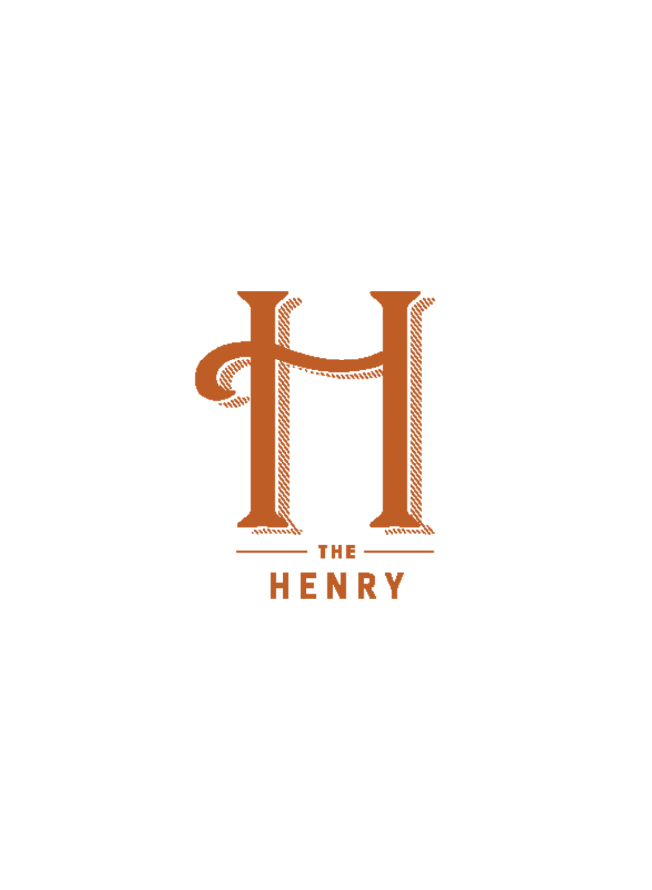THE

HENRY